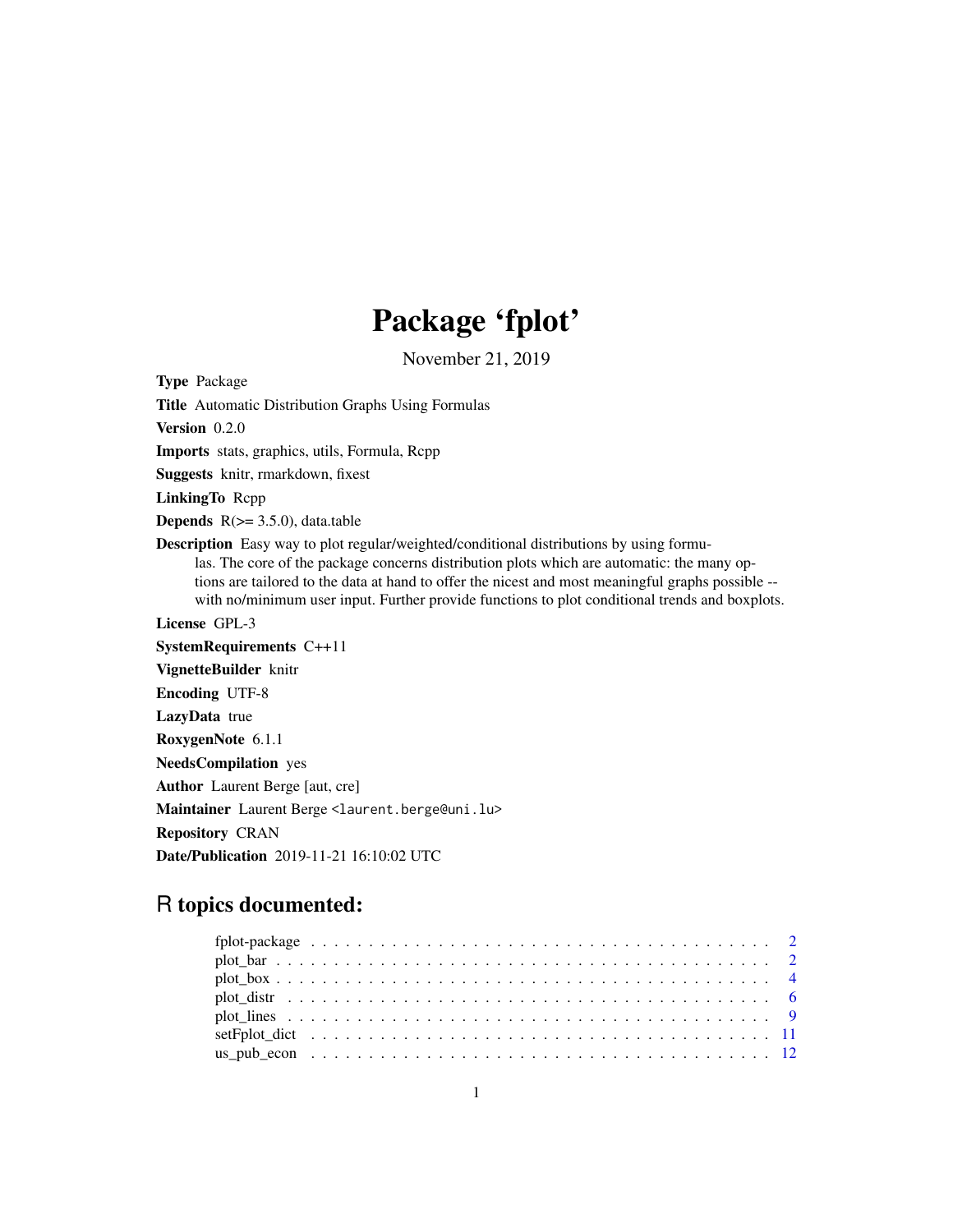# Package 'fplot'

November 21, 2019

**Type** Package

**Title** Automatic Distribution Graphs Using Formulas

**Version** 0.2.0

**Imports** stats, graphics, utils, Formula, Rcpp

**Suggests** knitr, rmarkdown, fixest

**LinkingTo** Rcpp

**Depends** R(>= 3.5.0), data.table

**Description** Easy way to plot regular/weighted/conditional distributions by using formulas. The core of the package concerns distribution plots which are automatic: the many options are tailored to the data at hand to offer the nicest and most meaningful graphs possible -- with no/minimum user input. Further provide functions to plot conditional trends and boxplots.

**License** GPL-3

**SystemRequirements** C++11

**VignetteBuilder** knitr

**Encoding** UTF-8

**LazyData** true

**RoxygenNote** 6.1.1

**NeedsCompilation** yes

**Author** Laurent Berge [aut, cre]

**Maintainer** Laurent Berge <laurent.berge@uni.lu>

**Repository** CRAN

**Date/Publication** 2019-11-21 16:10:02 UTC

## R topics documented:

| | |
|---|---|
| fplot-package | 2 |
| plot_bar | 2 |
| plot_box | 4 |
| plot_distr | 6 |
| plot_lines | 9 |
| setFplot_dict | 11 |
| us_pub_econ | 12 |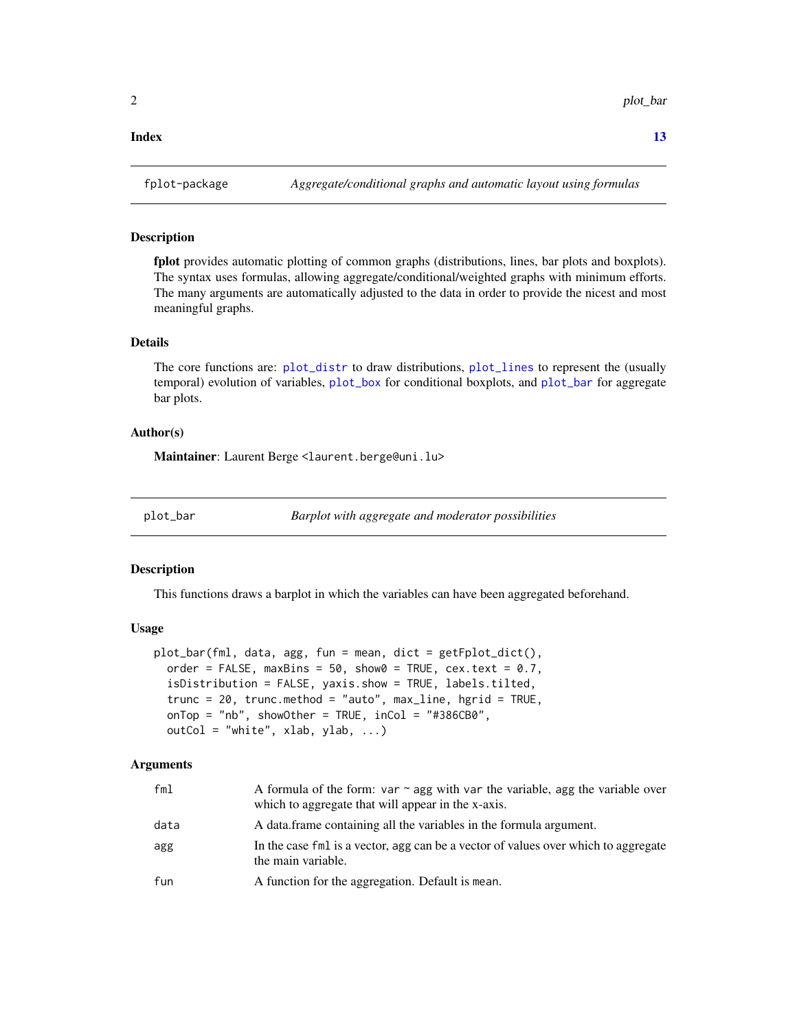**Index** **13**

## fplot-package — *Aggregate/conditional graphs and automatic layout using formulas*

### Description

**fplot** provides automatic plotting of common graphs (distributions, lines, bar plots and boxplots). The syntax uses formulas, allowing aggregate/conditional/weighted graphs with minimum efforts. The many arguments are automatically adjusted to the data in order to provide the nicest and most meaningful graphs.

### Details

The core functions are: `plot_distr` to draw distributions, `plot_lines` to represent the (usually temporal) evolution of variables, `plot_box` for conditional boxplots, and `plot_bar` for aggregate bar plots.

### Author(s)

**Maintainer**: Laurent Berge <laurent.berge@uni.lu>

## plot_bar — *Barplot with aggregate and moderator possibilities*

### Description

This functions draws a barplot in which the variables can have been aggregated beforehand.

### Usage

```
plot_bar(fml, data, agg, fun = mean, dict = getFplot_dict(),
  order = FALSE, maxBins = 50, show0 = TRUE, cex.text = 0.7,
  isDistribution = FALSE, yaxis.show = TRUE, labels.tilted,
  trunc = 20, trunc.method = "auto", max_line, hgrid = TRUE,
  onTop = "nb", showOther = TRUE, inCol = "#386CB0",
  outCol = "white", xlab, ylab, ...)
```

### Arguments

| | |
|---|---|
| `fml` | A formula of the form: `var ~ agg` with `var` the variable, agg the variable over which to aggregate that will appear in the x-axis. |
| `data` | A data.frame containing all the variables in the formula argument. |
| `agg` | In the case `fml` is a vector, agg can be a vector of values over which to aggregate the main variable. |
| `fun` | A function for the aggregation. Default is `mean`. |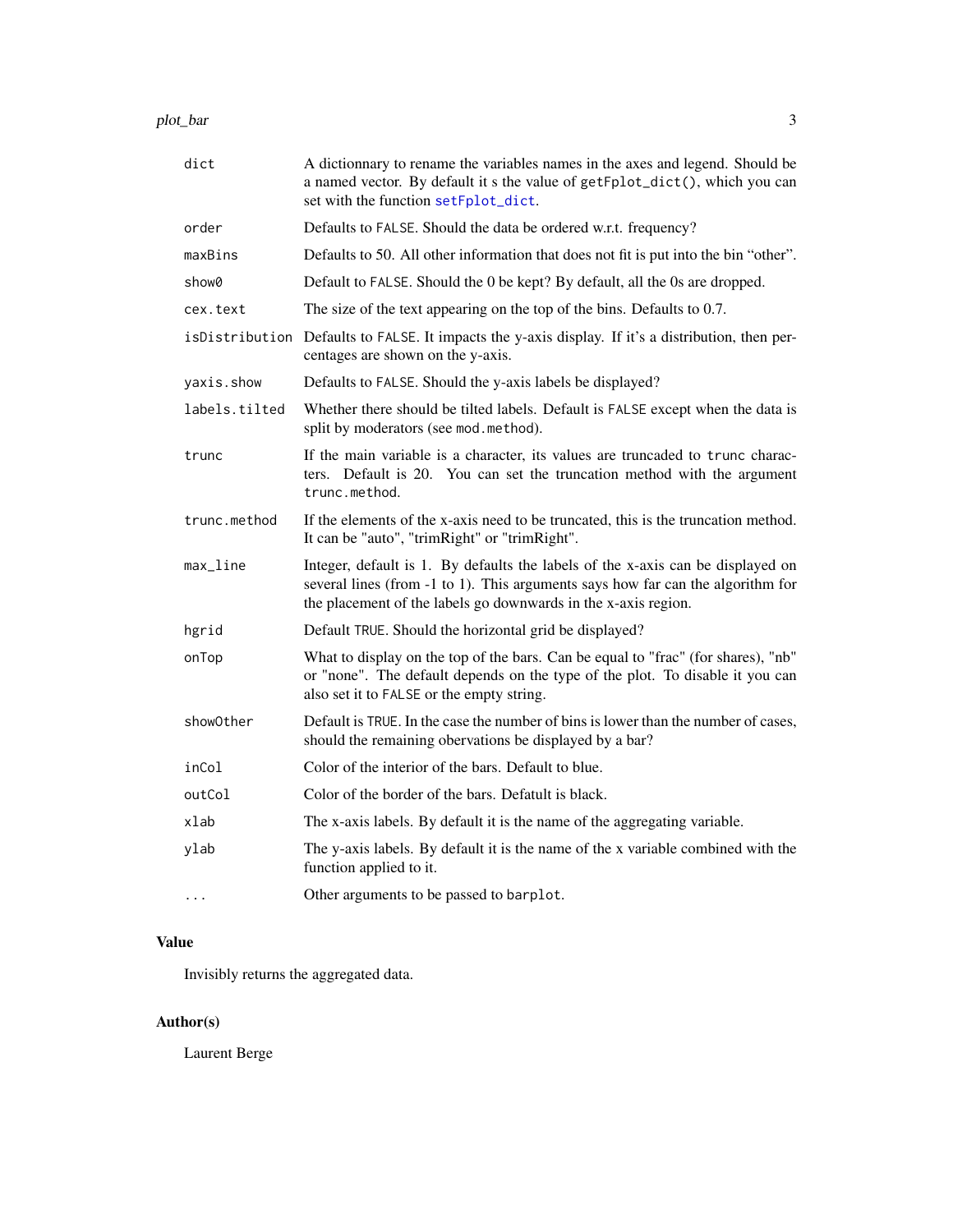| | |
|---|---|
| dict | A dictionnary to rename the variables names in the axes and legend. Should be a named vector. By default it s the value of getFplot_dict(), which you can set with the function setFplot_dict. |
| order | Defaults to FALSE. Should the data be ordered w.r.t. frequency? |
| maxBins | Defaults to 50. All other information that does not fit is put into the bin "other". |
| show0 | Default to FALSE. Should the 0 be kept? By default, all the 0s are dropped. |
| cex.text | The size of the text appearing on the top of the bins. Defaults to 0.7. |
| isDistribution | Defaults to FALSE. It impacts the y-axis display. If it's a distribution, then percentages are shown on the y-axis. |
| yaxis.show | Defaults to FALSE. Should the y-axis labels be displayed? |
| labels.tilted | Whether there should be tilted labels. Default is FALSE except when the data is split by moderators (see mod.method). |
| trunc | If the main variable is a character, its values are truncaded to trunc characters. Default is 20. You can set the truncation method with the argument trunc.method. |
| trunc.method | If the elements of the x-axis need to be truncated, this is the truncation method. It can be "auto", "trimRight" or "trimRight". |
| max_line | Integer, default is 1. By defaults the labels of the x-axis can be displayed on several lines (from -1 to 1). This arguments says how far can the algorithm for the placement of the labels go downwards in the x-axis region. |
| hgrid | Default TRUE. Should the horizontal grid be displayed? |
| onTop | What to display on the top of the bars. Can be equal to "frac" (for shares), "nb" or "none". The default depends on the type of the plot. To disable it you can also set it to FALSE or the empty string. |
| showOther | Default is TRUE. In the case the number of bins is lower than the number of cases, should the remaining observations be displayed by a bar? |
| inCol | Color of the interior of the bars. Default to blue. |
| outCol | Color of the border of the bars. Defatult is black. |
| xlab | The x-axis labels. By default it is the name of the aggregating variable. |
| ylab | The y-axis labels. By default it is the name of the x variable combined with the function applied to it. |
| ... | Other arguments to be passed to barplot. |

## Value

Invisibly returns the aggregated data.

## Author(s)

Laurent Berge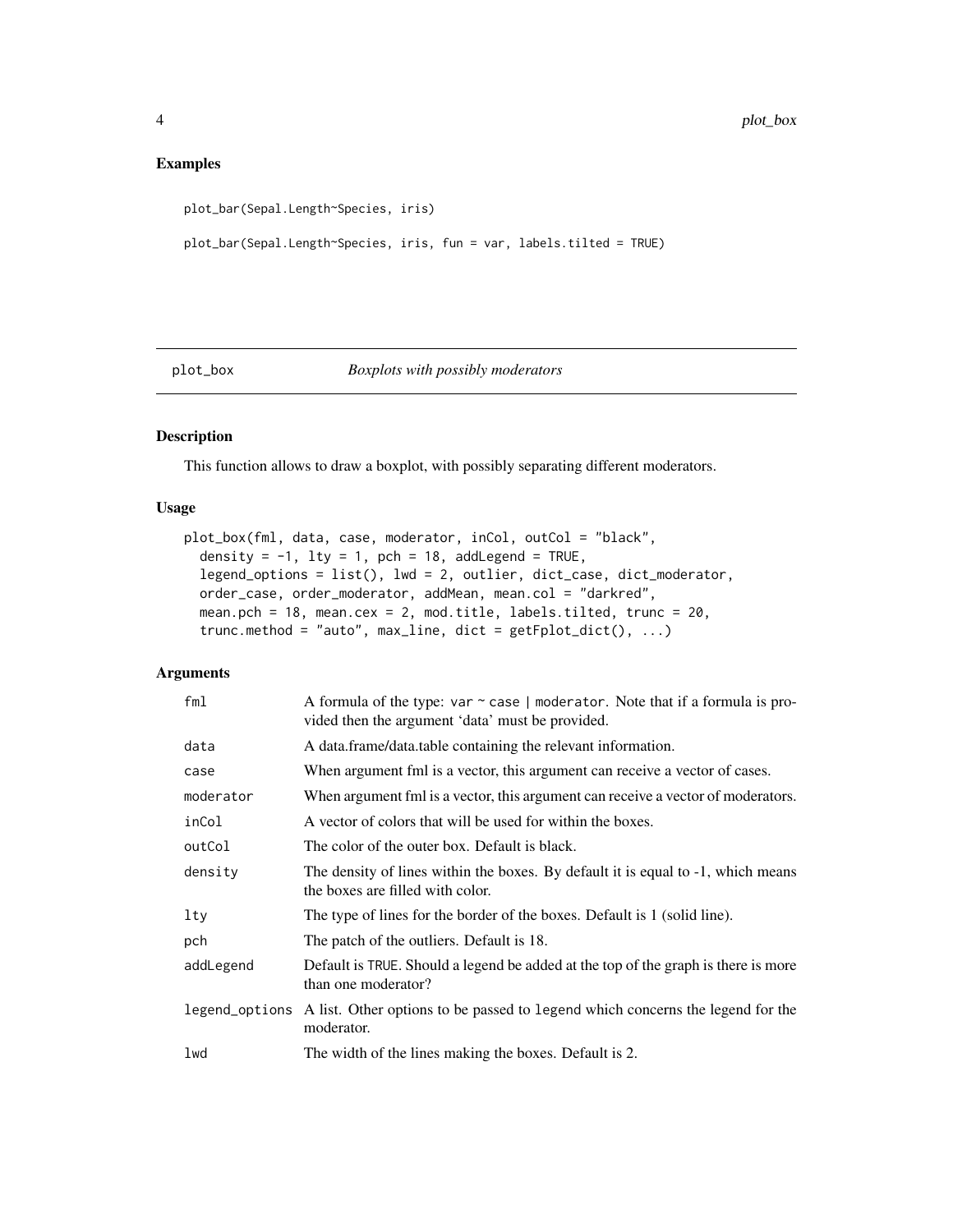## Examples

```
plot_bar(Sepal.Length~Species, iris)

plot_bar(Sepal.Length~Species, iris, fun = var, labels.tilted = TRUE)
```

---

# plot_box — *Boxplots with possibly moderators*

---

## Description

This function allows to draw a boxplot, with possibly separating different moderators.

## Usage

```
plot_box(fml, data, case, moderator, inCol, outCol = "black",
  density = -1, lty = 1, pch = 18, addLegend = TRUE,
  legend_options = list(), lwd = 2, outlier, dict_case, dict_moderator,
  order_case, order_moderator, addMean, mean.col = "darkred",
  mean.pch = 18, mean.cex = 2, mod.title, labels.tilted, trunc = 20,
  trunc.method = "auto", max_line, dict = getFplot_dict(), ...)
```

## Arguments

| | |
|---|---|
| `fml` | A formula of the type: `var ~ case | moderator`. Note that if a formula is provided then the argument 'data' must be provided. |
| `data` | A data.frame/data.table containing the relevant information. |
| `case` | When argument fml is a vector, this argument can receive a vector of cases. |
| `moderator` | When argument fml is a vector, this argument can receive a vector of moderators. |
| `inCol` | A vector of colors that will be used for within the boxes. |
| `outCol` | The color of the outer box. Default is black. |
| `density` | The density of lines within the boxes. By default it is equal to -1, which means the boxes are filled with color. |
| `lty` | The type of lines for the border of the boxes. Default is 1 (solid line). |
| `pch` | The patch of the outliers. Default is 18. |
| `addLegend` | Default is `TRUE`. Should a legend be added at the top of the graph is there is more than one moderator? |
| `legend_options` | A list. Other options to be passed to `legend` which concerns the legend for the moderator. |
| `lwd` | The width of the lines making the boxes. Default is 2. |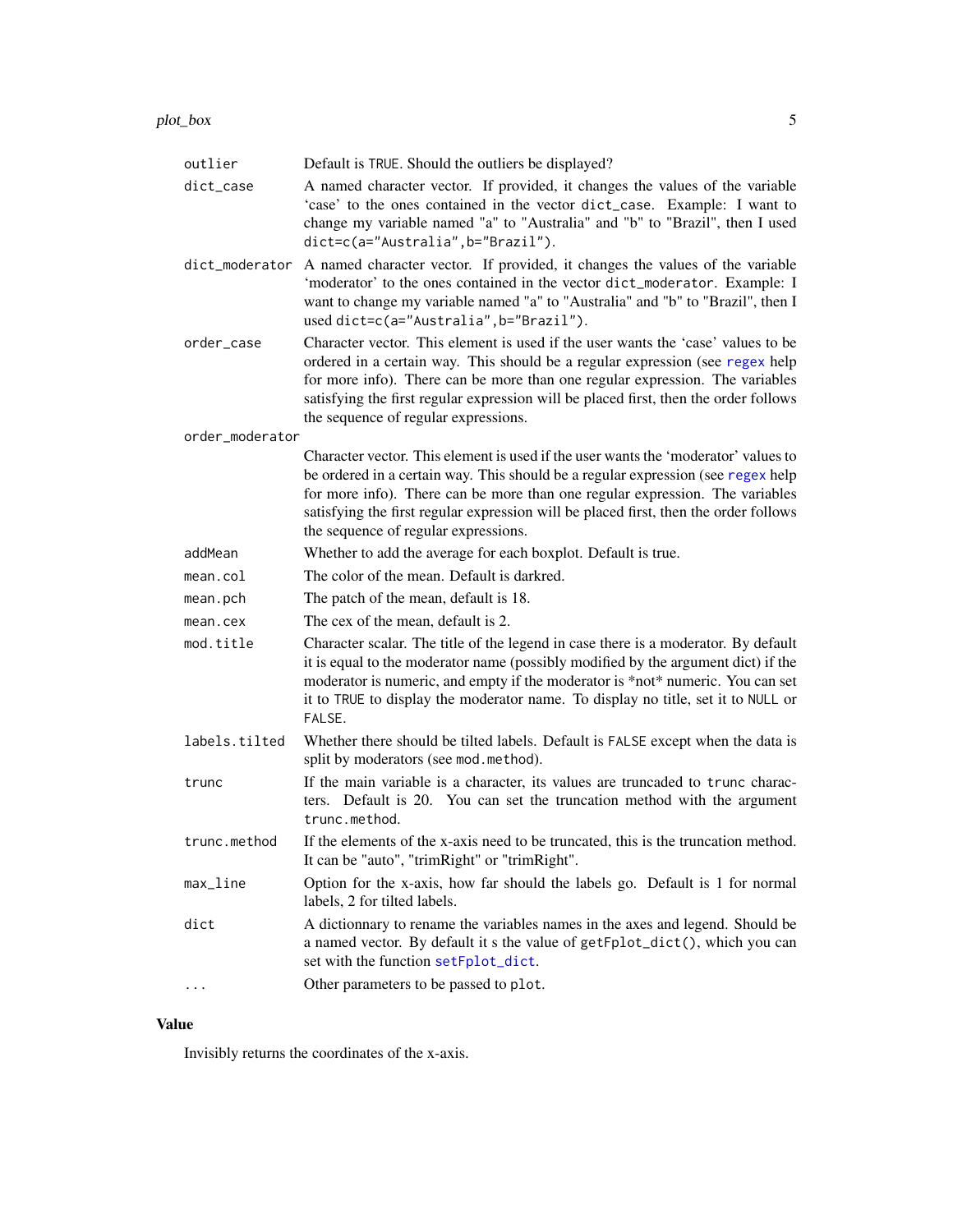| | |
|---|---|
| `outlier` | Default is `TRUE`. Should the outliers be displayed? |
| `dict_case` | A named character vector. If provided, it changes the values of the variable 'case' to the ones contained in the vector `dict_case`. Example: I want to change my variable named "a" to "Australia" and "b" to "Brazil", then I used `dict=c(a="Australia",b="Brazil")`. |
| `dict_moderator` | A named character vector. If provided, it changes the values of the variable 'moderator' to the ones contained in the vector `dict_moderator`. Example: I want to change my variable named "a" to "Australia" and "b" to "Brazil", then I used `dict=c(a="Australia",b="Brazil")`. |
| `order_case` | Character vector. This element is used if the user wants the 'case' values to be ordered in a certain way. This should be a regular expression (see regex help for more info). There can be more than one regular expression. The variables satisfying the first regular expression will be placed first, then the order follows the sequence of regular expressions. |
| `order_moderator` | Character vector. This element is used if the user wants the 'moderator' values to be ordered in a certain way. This should be a regular expression (see regex help for more info). There can be more than one regular expression. The variables satisfying the first regular expression will be placed first, then the order follows the sequence of regular expressions. |
| `addMean` | Whether to add the average for each boxplot. Default is true. |
| `mean.col` | The color of the mean. Default is darkred. |
| `mean.pch` | The patch of the mean, default is 18. |
| `mean.cex` | The cex of the mean, default is 2. |
| `mod.title` | Character scalar. The title of the legend in case there is a moderator. By default it is equal to the moderator name (possibly modified by the argument dict) if the moderator is numeric, and empty if the moderator is *not* numeric. You can set it to `TRUE` to display the moderator name. To display no title, set it to `NULL` or `FALSE`. |
| `labels.tilted` | Whether there should be tilted labels. Default is `FALSE` except when the data is split by moderators (see `mod.method`). |
| `trunc` | If the main variable is a character, its values are truncaded to `trunc` characters. Default is 20. You can set the truncation method with the argument `trunc.method`. |
| `trunc.method` | If the elements of the x-axis need to be truncated, this is the truncation method. It can be "auto", "trimRight" or "trimRight". |
| `max_line` | Option for the x-axis, how far should the labels go. Default is 1 for normal labels, 2 for tilted labels. |
| `dict` | A dictionnary to rename the variables names in the axes and legend. Should be a named vector. By default it s the value of `getFplot_dict()`, which you can set with the function `setFplot_dict`. |
| `...` | Other parameters to be passed to `plot`. |

## Value

Invisibly returns the coordinates of the x-axis.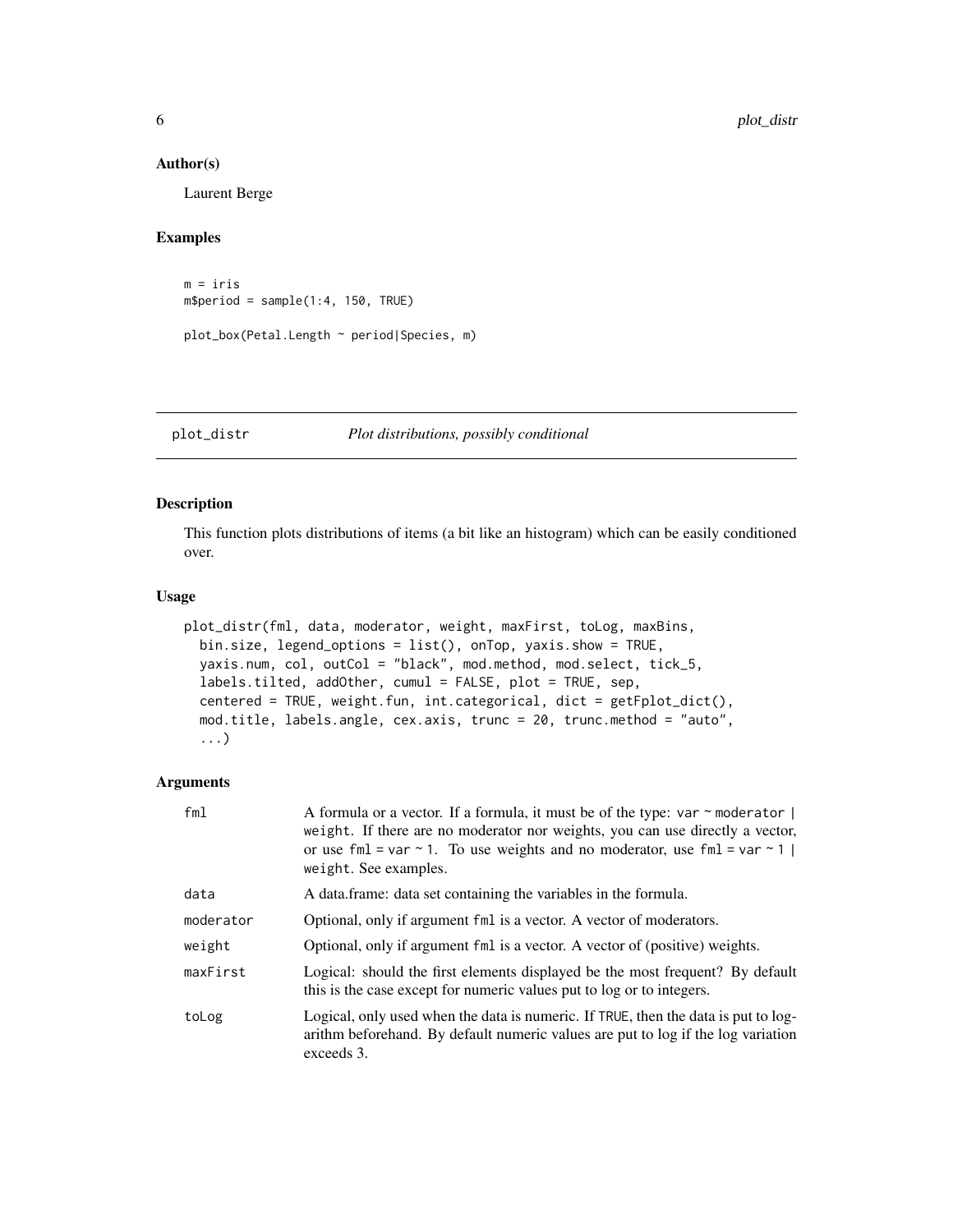### Author(s)

Laurent Berge

### Examples

```
m = iris
m$period = sample(1:4, 150, TRUE)

plot_box(Petal.Length ~ period|Species, m)
```

---

## plot_distr &nbsp;&nbsp;&nbsp; *Plot distributions, possibly conditional*

---

### Description

This function plots distributions of items (a bit like an histogram) which can be easily conditioned over.

### Usage

```
plot_distr(fml, data, moderator, weight, maxFirst, toLog, maxBins,
  bin.size, legend_options = list(), onTop, yaxis.show = TRUE,
  yaxis.num, col, outCol = "black", mod.method, mod.select, tick_5,
  labels.tilted, addOther, cumul = FALSE, plot = TRUE, sep,
  centered = TRUE, weight.fun, int.categorical, dict = getFplot_dict(),
  mod.title, labels.angle, cex.axis, trunc = 20, trunc.method = "auto",
  ...)
```

### Arguments

| | |
|---|---|
| `fml` | A formula or a vector. If a formula, it must be of the type: `var ~ moderator | weight`. If there are no moderator nor weights, you can use directly a vector, or use `fml = var ~ 1`. To use weights and no moderator, use `fml = var ~ 1 | weight`. See examples. |
| `data` | A data.frame: data set containing the variables in the formula. |
| `moderator` | Optional, only if argument `fml` is a vector. A vector of moderators. |
| `weight` | Optional, only if argument `fml` is a vector. A vector of (positive) weights. |
| `maxFirst` | Logical: should the first elements displayed be the most frequent? By default this is the case except for numeric values put to log or to integers. |
| `toLog` | Logical, only used when the data is numeric. If `TRUE`, then the data is put to logarithm beforehand. By default numeric values are put to log if the log variation exceeds 3. |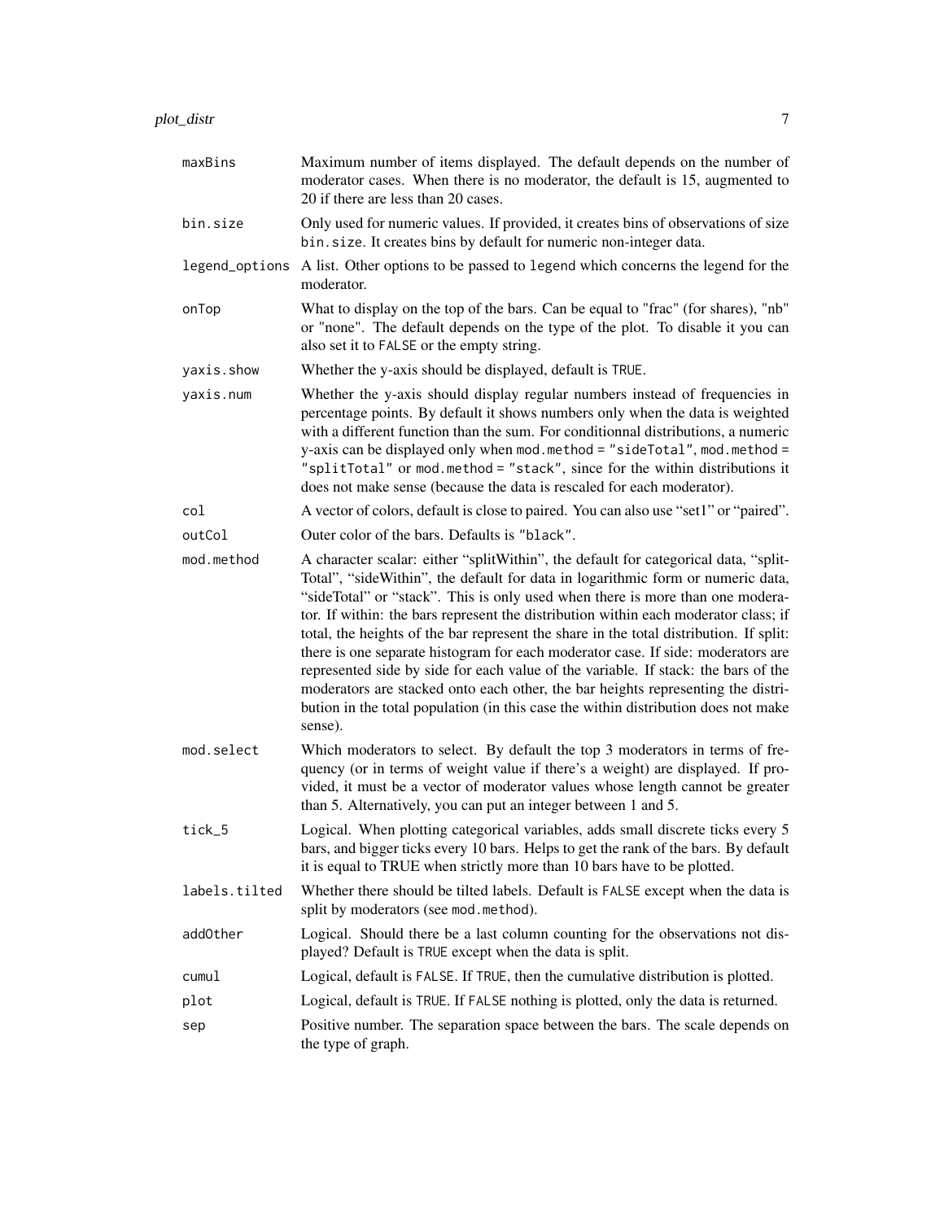| | |
|---|---|
| `maxBins` | Maximum number of items displayed. The default depends on the number of moderator cases. When there is no moderator, the default is 15, augmented to 20 if there are less than 20 cases. |
| `bin.size` | Only used for numeric values. If provided, it creates bins of observations of size `bin.size`. It creates bins by default for numeric non-integer data. |
| `legend_options` | A list. Other options to be passed to `legend` which concerns the legend for the moderator. |
| `onTop` | What to display on the top of the bars. Can be equal to "frac" (for shares), "nb" or "none". The default depends on the type of the plot. To disable it you can also set it to `FALSE` or the empty string. |
| `yaxis.show` | Whether the y-axis should be displayed, default is `TRUE`. |
| `yaxis.num` | Whether the y-axis should display regular numbers instead of frequencies in percentage points. By default it shows numbers only when the data is weighted with a different function than the sum. For conditionnal distributions, a numeric y-axis can be displayed only when `mod.method = "sideTotal"`, `mod.method = "splitTotal"` or `mod.method = "stack"`, since for the within distributions it does not make sense (because the data is rescaled for each moderator). |
| `col` | A vector of colors, default is close to paired. You can also use "set1" or "paired". |
| `outCol` | Outer color of the bars. Defaults is `"black"`. |
| `mod.method` | A character scalar: either "splitWithin", the default for categorical data, "splitTotal", "sideWithin", the default for data in logarithmic form or numeric data, "sideTotal" or "stack". This is only used when there is more than one moderator. If within: the bars represent the distribution within each moderator class; if total, the heights of the bar represent the share in the total distribution. If split: there is one separate histogram for each moderator case. If side: moderators are represented side by side for each value of the variable. If stack: the bars of the moderators are stacked onto each other, the bar heights representing the distribution in the total population (in this case the within distribution does not make sense). |
| `mod.select` | Which moderators to select. By default the top 3 moderators in terms of frequency (or in terms of weight value if there's a weight) are displayed. If provided, it must be a vector of moderator values whose length cannot be greater than 5. Alternatively, you can put an integer between 1 and 5. |
| `tick_5` | Logical. When plotting categorical variables, adds small discrete ticks every 5 bars, and bigger ticks every 10 bars. Helps to get the rank of the bars. By default it is equal to TRUE when strictly more than 10 bars have to be plotted. |
| `labels.tilted` | Whether there should be tilted labels. Default is `FALSE` except when the data is split by moderators (see `mod.method`). |
| `addOther` | Logical. Should there be a last column counting for the observations not displayed? Default is `TRUE` except when the data is split. |
| `cumul` | Logical, default is `FALSE`. If `TRUE`, then the cumulative distribution is plotted. |
| `plot` | Logical, default is `TRUE`. If `FALSE` nothing is plotted, only the data is returned. |
| `sep` | Positive number. The separation space between the bars. The scale depends on the type of graph. |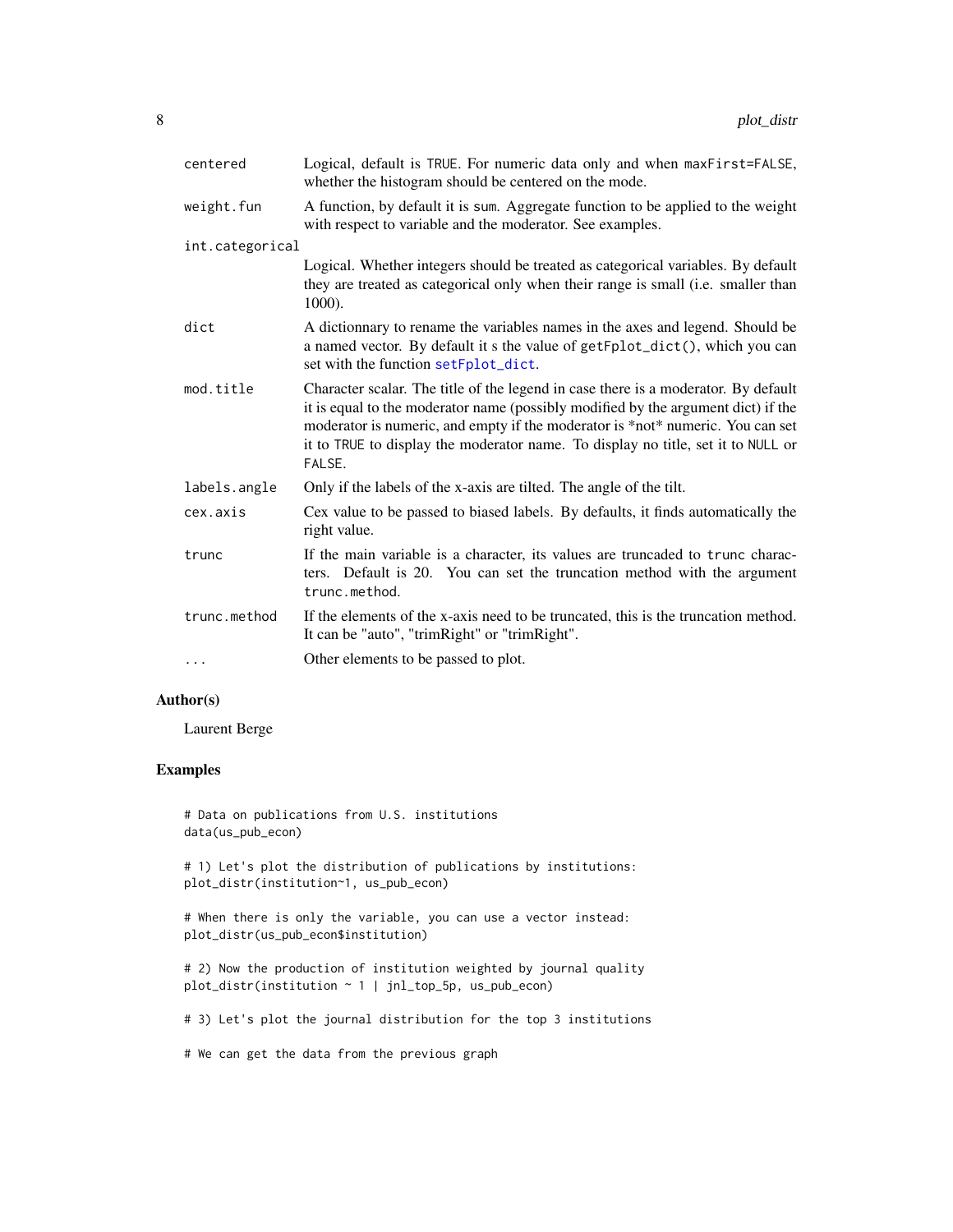| | |
|---|---|
| centered | Logical, default is TRUE. For numeric data only and when maxFirst=FALSE, whether the histogram should be centered on the mode. |
| weight.fun | A function, by default it is sum. Aggregate function to be applied to the weight with respect to variable and the moderator. See examples. |
| int.categorical | Logical. Whether integers should be treated as categorical variables. By default they are treated as categorical only when their range is small (i.e. smaller than 1000). |
| dict | A dictionnary to rename the variables names in the axes and legend. Should be a named vector. By default it s the value of getFplot_dict(), which you can set with the function setFplot_dict. |
| mod.title | Character scalar. The title of the legend in case there is a moderator. By default it is equal to the moderator name (possibly modified by the argument dict) if the moderator is numeric, and empty if the moderator is *not* numeric. You can set it to TRUE to display the moderator name. To display no title, set it to NULL or FALSE. |
| labels.angle | Only if the labels of the x-axis are tilted. The angle of the tilt. |
| cex.axis | Cex value to be passed to biased labels. By defaults, it finds automatically the right value. |
| trunc | If the main variable is a character, its values are truncaded to trunc characters. Default is 20. You can set the truncation method with the argument trunc.method. |
| trunc.method | If the elements of the x-axis need to be truncated, this is the truncation method. It can be "auto", "trimRight" or "trimRight". |
| ... | Other elements to be passed to plot. |

## Author(s)

Laurent Berge

## Examples

```
# Data on publications from U.S. institutions
data(us_pub_econ)

# 1) Let's plot the distribution of publications by institutions:
plot_distr(institution~1, us_pub_econ)

# When there is only the variable, you can use a vector instead:
plot_distr(us_pub_econ$institution)

# 2) Now the production of institution weighted by journal quality
plot_distr(institution ~ 1 | jnl_top_5p, us_pub_econ)

# 3) Let's plot the journal distribution for the top 3 institutions

# We can get the data from the previous graph
```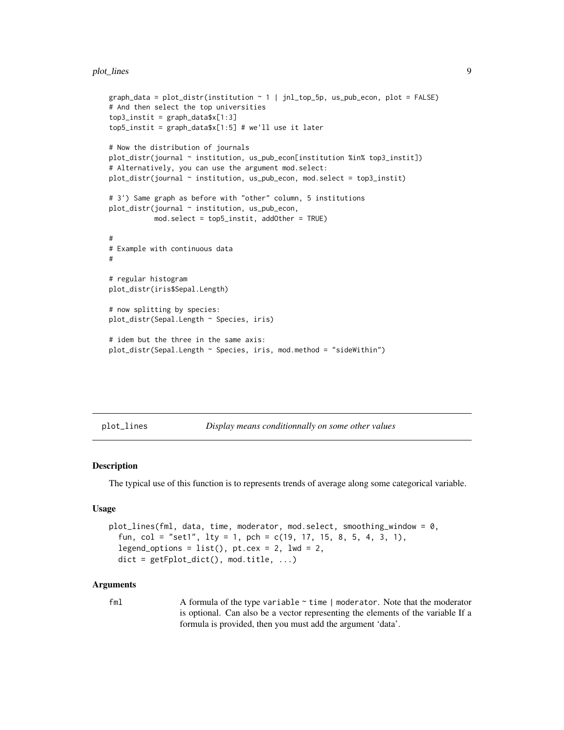```
graph_data = plot_distr(institution ~ 1 | jnl_top_5p, us_pub_econ, plot = FALSE)
# And then select the top universities
top3_instit = graph_data$x[1:3]
top5_instit = graph_data$x[1:5] # we'll use it later

# Now the distribution of journals
plot_distr(journal ~ institution, us_pub_econ[institution %in% top3_instit])
# Alternatively, you can use the argument mod.select:
plot_distr(journal ~ institution, us_pub_econ, mod.select = top3_instit)

# 3') Same graph as before with "other" column, 5 institutions
plot_distr(journal ~ institution, us_pub_econ,
           mod.select = top5_instit, addOther = TRUE)

#
# Example with continuous data
#

# regular histogram
plot_distr(iris$Sepal.Length)

# now splitting by species:
plot_distr(Sepal.Length ~ Species, iris)

# idem but the three in the same axis:
plot_distr(Sepal.Length ~ Species, iris, mod.method = "sideWithin")
```

## plot_lines — *Display means conditionnally on some other values*

### Description

The typical use of this function is to represents trends of average along some categorical variable.

### Usage

```
plot_lines(fml, data, time, moderator, mod.select, smoothing_window = 0,
  fun, col = "set1", lty = 1, pch = c(19, 17, 15, 8, 5, 4, 3, 1),
  legend_options = list(), pt.cex = 2, lwd = 2,
  dict = getFplot_dict(), mod.title, ...)
```

### Arguments

`fml` A formula of the type `variable ~ time | moderator`. Note that the moderator is optional. Can also be a vector representing the elements of the variable If a formula is provided, then you must add the argument 'data'.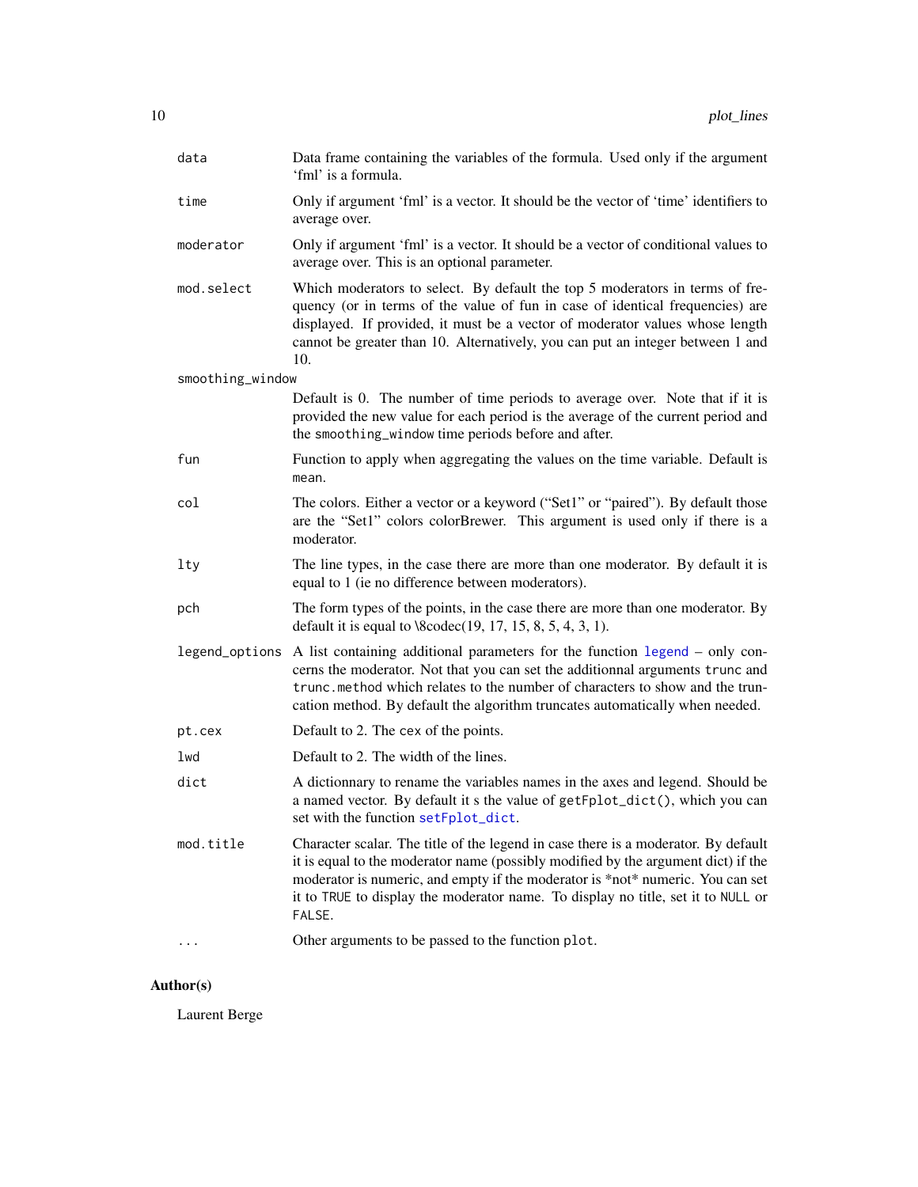| | |
|---|---|
| `data` | Data frame containing the variables of the formula. Used only if the argument 'fml' is a formula. |
| `time` | Only if argument 'fml' is a vector. It should be the vector of 'time' identifiers to average over. |
| `moderator` | Only if argument 'fml' is a vector. It should be a vector of conditional values to average over. This is an optional parameter. |
| `mod.select` | Which moderators to select. By default the top 5 moderators in terms of frequency (or in terms of the value of fun in case of identical frequencies) are displayed. If provided, it must be a vector of moderator values whose length cannot be greater than 10. Alternatively, you can put an integer between 1 and 10. |
| `smoothing_window` | Default is 0. The number of time periods to average over. Note that if it is provided the new value for each period is the average of the current period and the `smoothing_window` time periods before and after. |
| `fun` | Function to apply when aggregating the values on the time variable. Default is `mean`. |
| `col` | The colors. Either a vector or a keyword ("Set1" or "paired"). By default those are the "Set1" colors colorBrewer. This argument is used only if there is a moderator. |
| `lty` | The line types, in the case there are more than one moderator. By default it is equal to 1 (ie no difference between moderators). |
| `pch` | The form types of the points, in the case there are more than one moderator. By default it is equal to \8codec(19, 17, 15, 8, 5, 4, 3, 1). |
| `legend_options` | A list containing additional parameters for the function `legend` – only concerns the moderator. Not that you can set the additionnal arguments `trunc` and `trunc.method` which relates to the number of characters to show and the truncation method. By default the algorithm truncates automatically when needed. |
| `pt.cex` | Default to 2. The `cex` of the points. |
| `lwd` | Default to 2. The width of the lines. |
| `dict` | A dictionnary to rename the variables names in the axes and legend. Should be a named vector. By default it s the value of `getFplot_dict()`, which you can set with the function `setFplot_dict`. |
| `mod.title` | Character scalar. The title of the legend in case there is a moderator. By default it is equal to the moderator name (possibly modified by the argument dict) if the moderator is numeric, and empty if the moderator is *not* numeric. You can set it to `TRUE` to display the moderator name. To display no title, set it to `NULL` or `FALSE`. |
| `...` | Other arguments to be passed to the function `plot`. |

## Author(s)

Laurent Berge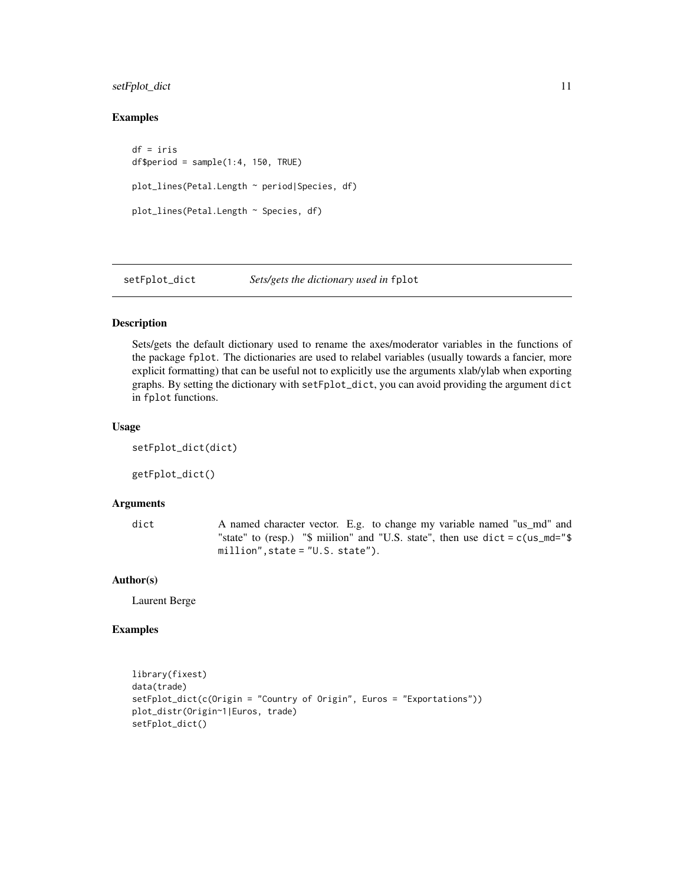## Examples

```
df = iris
df$period = sample(1:4, 150, TRUE)

plot_lines(Petal.Length ~ period|Species, df)

plot_lines(Petal.Length ~ Species, df)
```

---

# setFplot_dict — *Sets/gets the dictionary used in* `fplot`

## Description

Sets/gets the default dictionary used to rename the axes/moderator variables in the functions of the package `fplot`. The dictionaries are used to relabel variables (usually towards a fancier, more explicit formatting) that can be useful not to explicitly use the arguments xlab/ylab when exporting graphs. By setting the dictionary with `setFplot_dict`, you can avoid providing the argument `dict` in `fplot` functions.

## Usage

```
setFplot_dict(dict)

getFplot_dict()
```

## Arguments

| | |
|---|---|
| `dict` | A named character vector. E.g. to change my variable named "us_md" and "state" to (resp.) "$ miilion" and "U.S. state", then use `dict = c(us_md="$ million",state = "U.S. state")`. |

## Author(s)

Laurent Berge

## Examples

```
library(fixest)
data(trade)
setFplot_dict(c(Origin = "Country of Origin", Euros = "Exportations"))
plot_distr(Origin~1|Euros, trade)
setFplot_dict()
```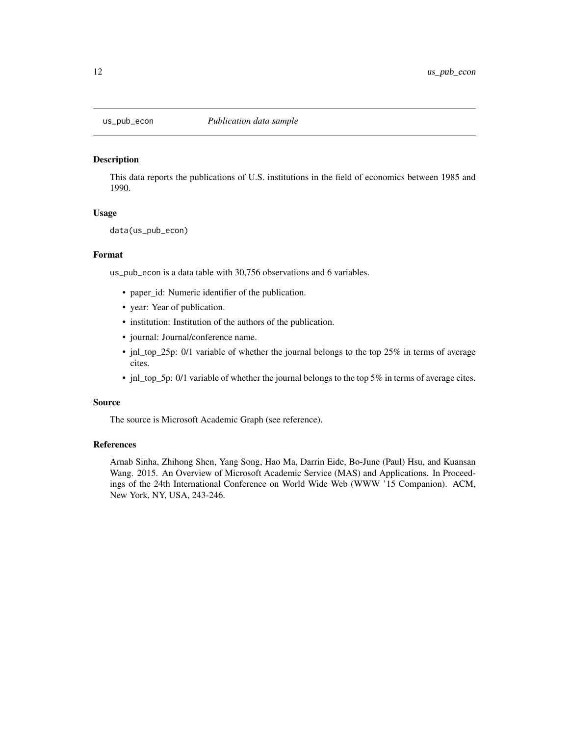us_pub_econ    *Publication data sample*

### Description

This data reports the publications of U.S. institutions in the field of economics between 1985 and 1990.

### Usage

```
data(us_pub_econ)
```

### Format

`us_pub_econ` is a data table with 30,756 observations and 6 variables.

- paper_id: Numeric identifier of the publication.
- year: Year of publication.
- institution: Institution of the authors of the publication.
- journal: Journal/conference name.
- jnl_top_25p: 0/1 variable of whether the journal belongs to the top 25% in terms of average cites.
- jnl_top_5p: 0/1 variable of whether the journal belongs to the top 5% in terms of average cites.

### Source

The source is Microsoft Academic Graph (see reference).

### References

Arnab Sinha, Zhihong Shen, Yang Song, Hao Ma, Darrin Eide, Bo-June (Paul) Hsu, and Kuansan Wang. 2015. An Overview of Microsoft Academic Service (MAS) and Applications. In Proceedings of the 24th International Conference on World Wide Web (WWW '15 Companion). ACM, New York, NY, USA, 243-246.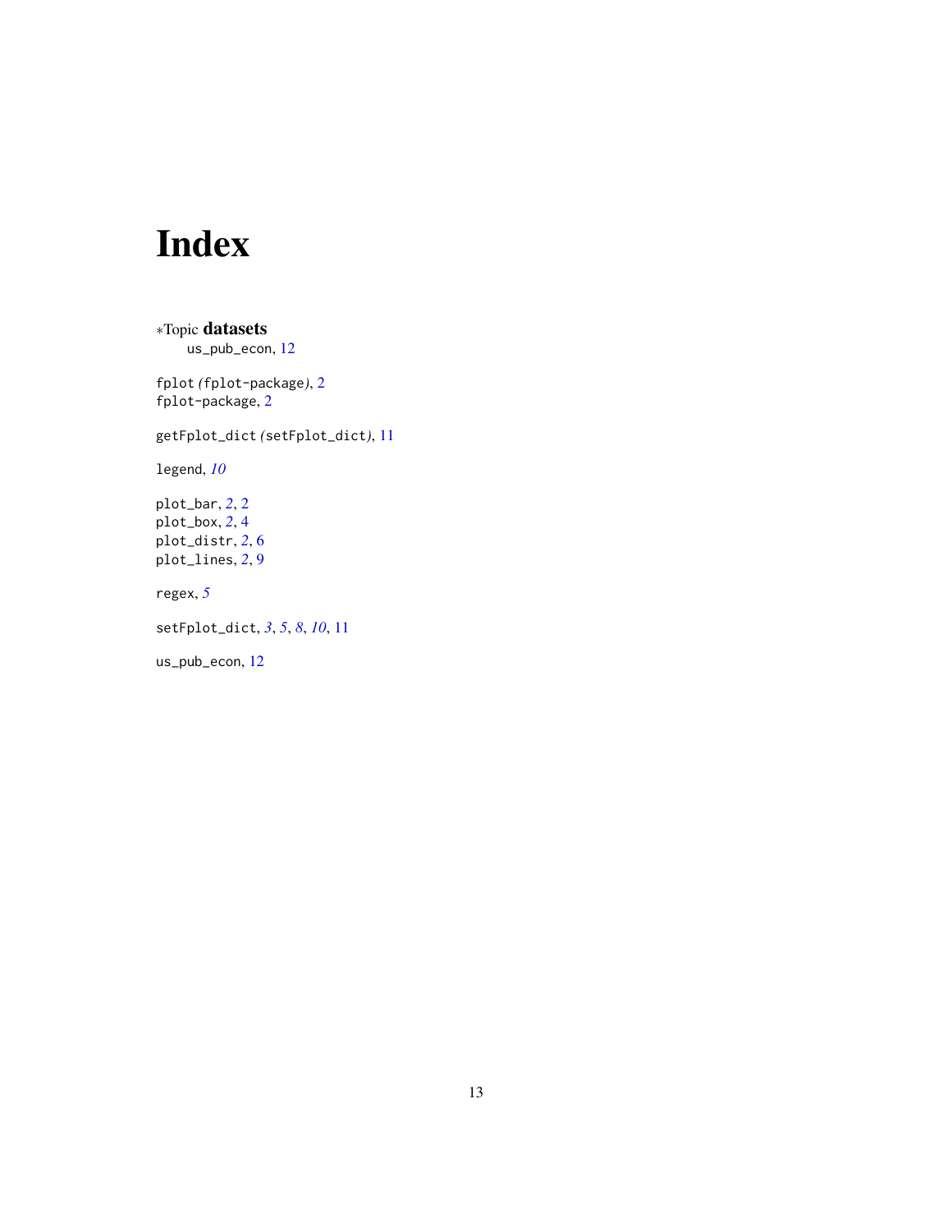# Index

*Topic **datasets**
    us_pub_econ, 12

fplot (fplot-package), 2
fplot-package, 2

getFplot_dict (setFplot_dict), 11

legend, *10*

plot_bar, *2*, 2
plot_box, *2*, 4
plot_distr, *2*, 6
plot_lines, *2*, 9

regex, *5*

setFplot_dict, *3*, *5*, *8*, *10*, 11

us_pub_econ, 12